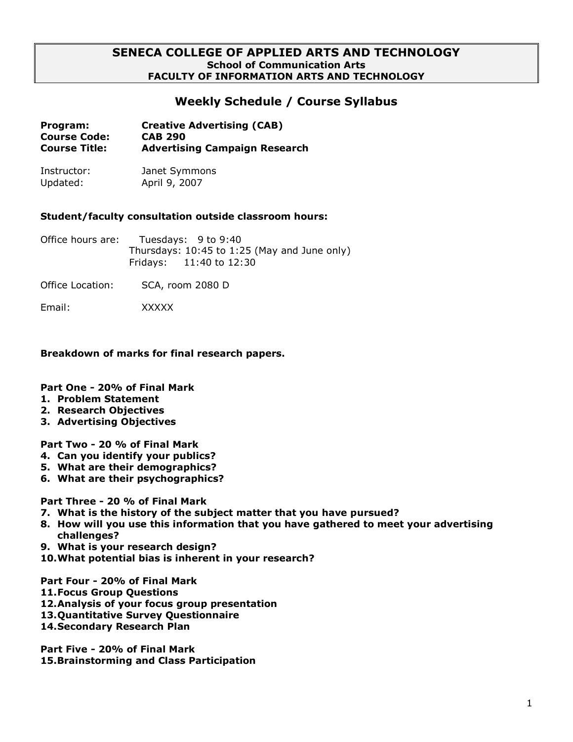# SENECA COLLEGE OF APPLIED ARTS AND TECHNOLOGY

**School of Communication Arts**
**FACULTY OF INFORMATION ARTS AND TECHNOLOGY**

## Weekly Schedule / Course Syllabus

**Program:** **Creative Advertising (CAB)**
**Course Code:** **CAB 290**
**Course Title:** **Advertising Campaign Research**

Instructor: Janet Symmons
Updated: April 9, 2007

**Student/faculty consultation outside classroom hours:**

Office hours are: Tuesdays: 9 to 9:40
Thursdays: 10:45 to 1:25 (May and June only)
Fridays: 11:40 to 12:30

Office Location: SCA, room 2080 D

Email: XXXXX

**Breakdown of marks for final research papers.**

**Part One - 20% of Final Mark**

1. **Problem Statement**
2. **Research Objectives**
3. **Advertising Objectives**

**Part Two - 20 % of Final Mark**

4. **Can you identify your publics?**
5. **What are their demographics?**
6. **What are their psychographics?**

**Part Three - 20 % of Final Mark**

7. **What is the history of the subject matter that you have pursued?**
8. **How will you use this information that you have gathered to meet your advertising challenges?**
9. **What is your research design?**
10. **What potential bias is inherent in your research?**

**Part Four - 20% of Final Mark**

11. **Focus Group Questions**
12. **Analysis of your focus group presentation**
13. **Quantitative Survey Questionnaire**
14. **Secondary Research Plan**

**Part Five - 20% of Final Mark**

15. **Brainstorming and Class Participation**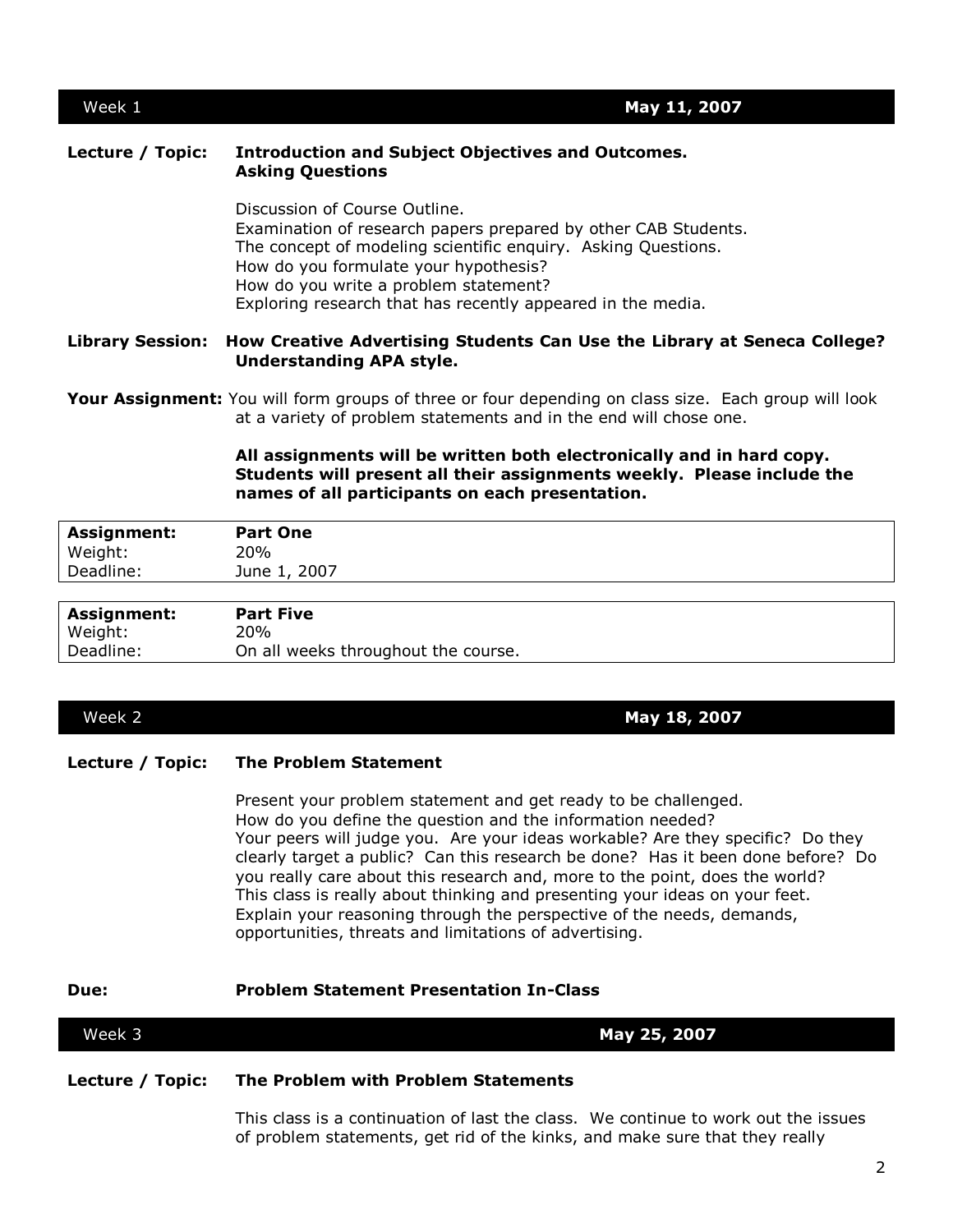## Week 1 — May 11, 2007

**Lecture / Topic:** **Introduction and Subject Objectives and Outcomes. Asking Questions**

Discussion of Course Outline.
Examination of research papers prepared by other CAB Students.
The concept of modeling scientific enquiry. Asking Questions.
How do you formulate your hypothesis?
How do you write a problem statement?
Exploring research that has recently appeared in the media.

**Library Session:** **How Creative Advertising Students Can Use the Library at Seneca College? Understanding APA style.**

**Your Assignment:** You will form groups of three or four depending on class size. Each group will look at a variety of problem statements and in the end will chose one.

**All assignments will be written both electronically and in hard copy. Students will present all their assignments weekly. Please include the names of all participants on each presentation.**

| **Assignment:** | **Part One** |
|---|---|
| Weight: | 20% |
| Deadline: | June 1, 2007 |

| **Assignment:** | **Part Five** |
|---|---|
| Weight: | 20% |
| Deadline: | On all weeks throughout the course. |

## Week 2 — May 18, 2007

**Lecture / Topic:** **The Problem Statement**

Present your problem statement and get ready to be challenged.
How do you define the question and the information needed?
Your peers will judge you. Are your ideas workable? Are they specific? Do they clearly target a public? Can this research be done? Has it been done before? Do you really care about this research and, more to the point, does the world?
This class is really about thinking and presenting your ideas on your feet.
Explain your reasoning through the perspective of the needs, demands, opportunities, threats and limitations of advertising.

**Due:** **Problem Statement Presentation In-Class**

## Week 3 — May 25, 2007

**Lecture / Topic:** **The Problem with Problem Statements**

This class is a continuation of last the class. We continue to work out the issues of problem statements, get rid of the kinks, and make sure that they really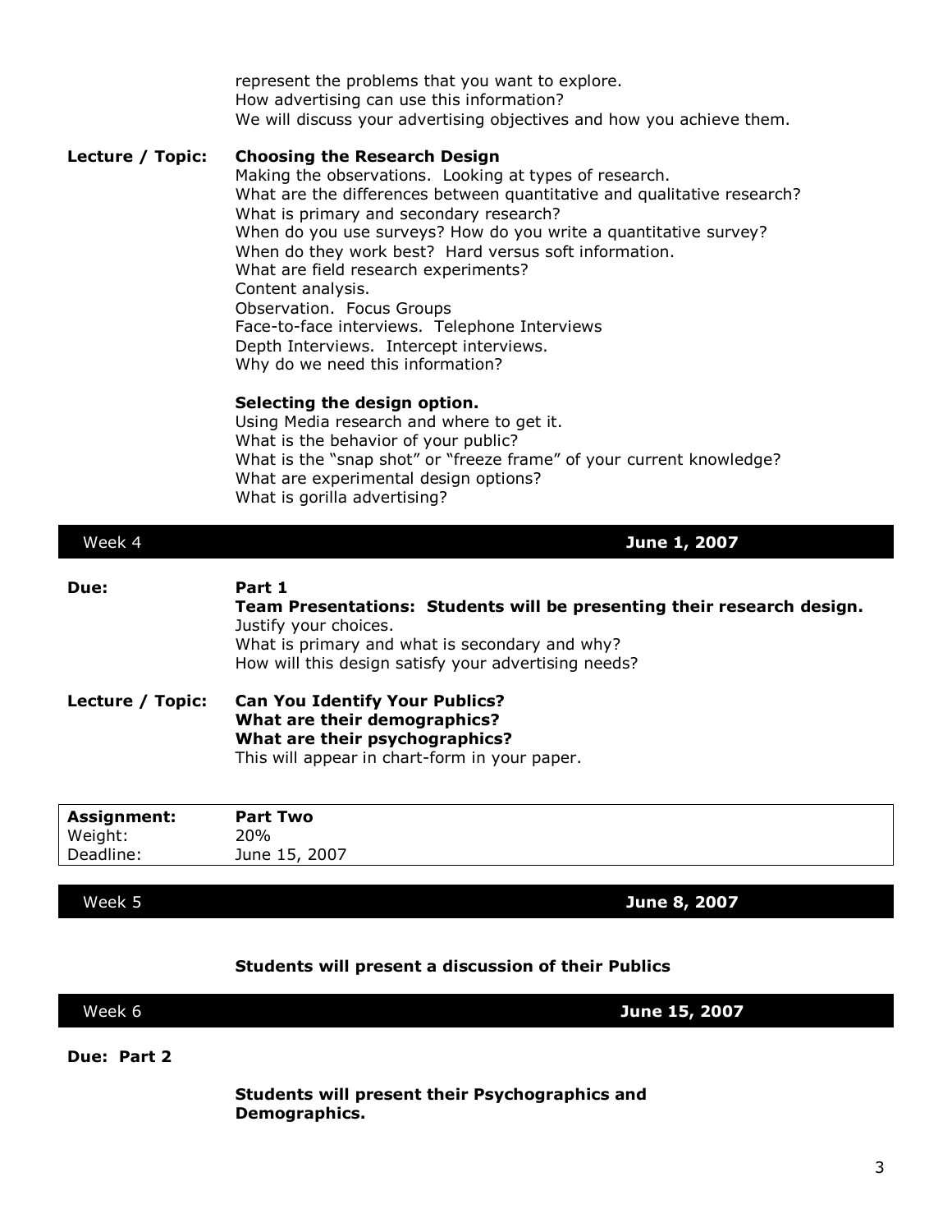represent the problems that you want to explore.
How advertising can use this information?
We will discuss your advertising objectives and how you achieve them.

**Lecture / Topic:** **Choosing the Research Design**

Making the observations. Looking at types of research.
What are the differences between quantitative and qualitative research?
What is primary and secondary research?
When do you use surveys? How do you write a quantitative survey?
When do they work best? Hard versus soft information.
What are field research experiments?
Content analysis.
Observation. Focus Groups
Face-to-face interviews. Telephone Interviews
Depth Interviews. Intercept interviews.
Why do we need this information?

**Selecting the design option.**

Using Media research and where to get it.
What is the behavior of your public?
What is the "snap shot" or "freeze frame" of your current knowledge?
What are experimental design options?
What is gorilla advertising?

## Week 4 — June 1, 2007

**Due:** **Part 1**

**Team Presentations: Students will be presenting their research design.**
Justify your choices.
What is primary and what is secondary and why?
How will this design satisfy your advertising needs?

**Lecture / Topic:** **Can You Identify Your Publics?**
**What are their demographics?**
**What are their psychographics?**
This will appear in chart-form in your paper.

| **Assignment:** | **Part Two** |
|---|---|
| Weight: | 20% |
| Deadline: | June 15, 2007 |

## Week 5 — June 8, 2007

**Students will present a discussion of their Publics**

## Week 6 — June 15, 2007

**Due: Part 2**

**Students will present their Psychographics and Demographics.**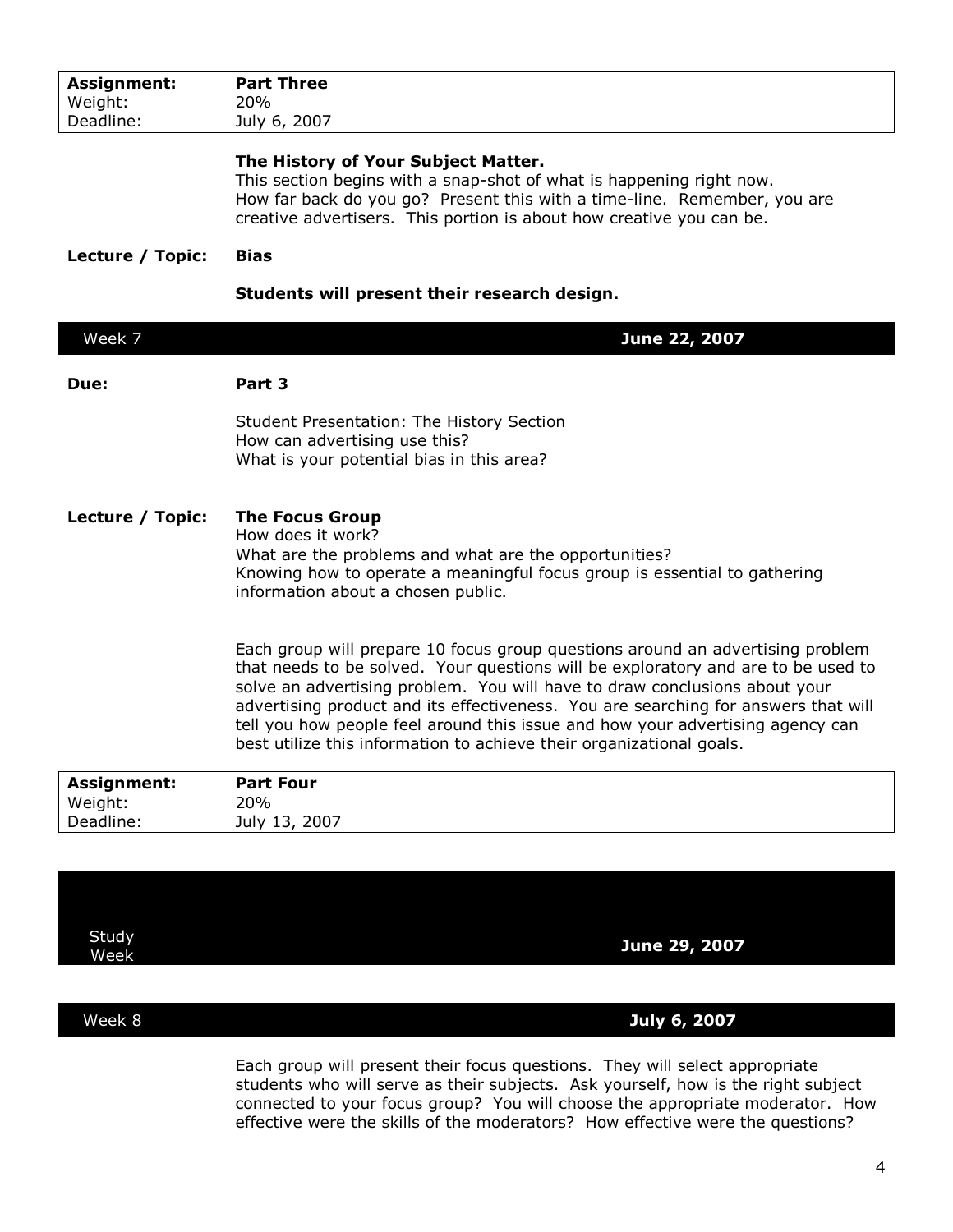| **Assignment:** | **Part Three** |
|---|---|
| Weight: | 20% |
| Deadline: | July 6, 2007 |

**The History of Your Subject Matter.**
This section begins with a snap-shot of what is happening right now.
How far back do you go? Present this with a time-line. Remember, you are creative advertisers. This portion is about how creative you can be.

**Lecture / Topic:** **Bias**

**Students will present their research design.**

## Week 7 — June 22, 2007

**Due:** **Part 3**

Student Presentation: The History Section
How can advertising use this?
What is your potential bias in this area?

**Lecture / Topic:** **The Focus Group**
How does it work?
What are the problems and what are the opportunities?
Knowing how to operate a meaningful focus group is essential to gathering information about a chosen public.

Each group will prepare 10 focus group questions around an advertising problem that needs to be solved. Your questions will be exploratory and are to be used to solve an advertising problem. You will have to draw conclusions about your advertising product and its effectiveness. You are searching for answers that will tell you how people feel around this issue and how your advertising agency can best utilize this information to achieve their organizational goals.

| **Assignment:** | **Part Four** |
|---|---|
| Weight: | 20% |
| Deadline: | July 13, 2007 |

## Study Week — June 29, 2007

## Week 8 — July 6, 2007

Each group will present their focus questions. They will select appropriate students who will serve as their subjects. Ask yourself, how is the right subject connected to your focus group? You will choose the appropriate moderator. How effective were the skills of the moderators? How effective were the questions?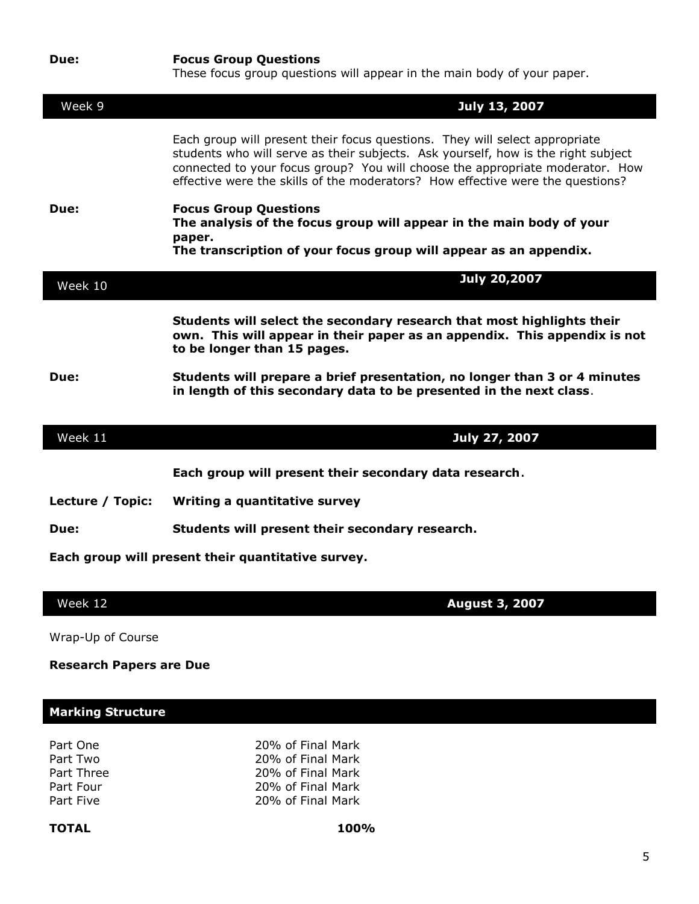**Due:** **Focus Group Questions**
These focus group questions will appear in the main body of your paper.

| Week 9 | **July 13, 2007** |
|---|---|

Each group will present their focus questions. They will select appropriate students who will serve as their subjects. Ask yourself, how is the right subject connected to your focus group? You will choose the appropriate moderator. How effective were the skills of the moderators? How effective were the questions?

**Due:** **Focus Group Questions**
**The analysis of the focus group will appear in the main body of your paper.**
**The transcription of your focus group will appear as an appendix.**

| Week 10 | **July 20,2007** |
|---|---|

**Students will select the secondary research that most highlights their own. This will appear in their paper as an appendix. This appendix is not to be longer than 15 pages.**

**Due:** **Students will prepare a brief presentation, no longer than 3 or 4 minutes in length of this secondary data to be presented in the next class**.

| Week 11 | **July 27, 2007** |
|---|---|

**Each group will present their secondary data research**.

**Lecture / Topic:** **Writing a quantitative survey**

**Due:** **Students will present their secondary research.**

**Each group will present their quantitative survey.**

| Week 12 | **August 3, 2007** |
|---|---|

Wrap-Up of Course

**Research Papers are Due**

## Marking Structure

| | |
|---|---|
| Part One | 20% of Final Mark |
| Part Two | 20% of Final Mark |
| Part Three | 20% of Final Mark |
| Part Four | 20% of Final Mark |
| Part Five | 20% of Final Mark |
| **TOTAL** | **100%** |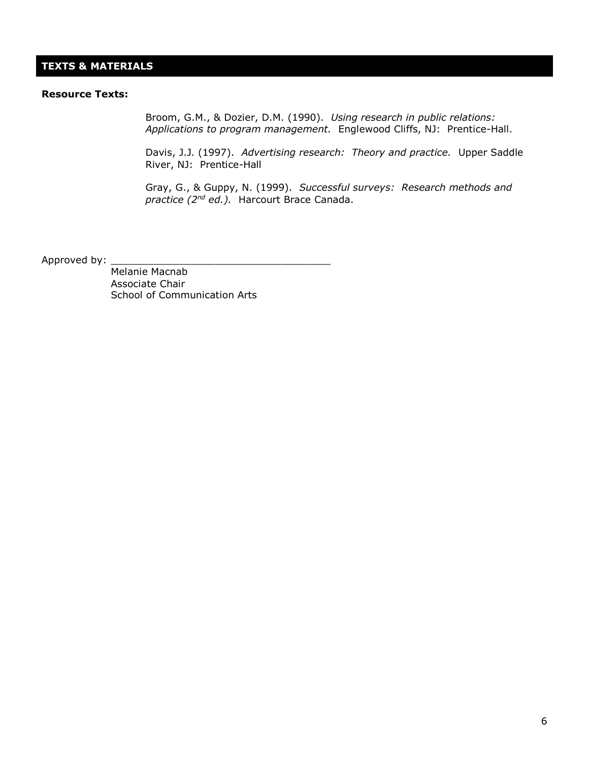## TEXTS & MATERIALS

**Resource Texts:**

Broom, G.M., & Dozier, D.M. (1990). *Using research in public relations: Applications to program management.* Englewood Cliffs, NJ: Prentice-Hall.

Davis, J.J. (1997). *Advertising research: Theory and practice.* Upper Saddle River, NJ: Prentice-Hall

Gray, G., & Guppy, N. (1999). *Successful surveys: Research methods and practice (2nd ed.).* Harcourt Brace Canada.

Approved by: ____________________________________

Melanie Macnab
Associate Chair
School of Communication Arts